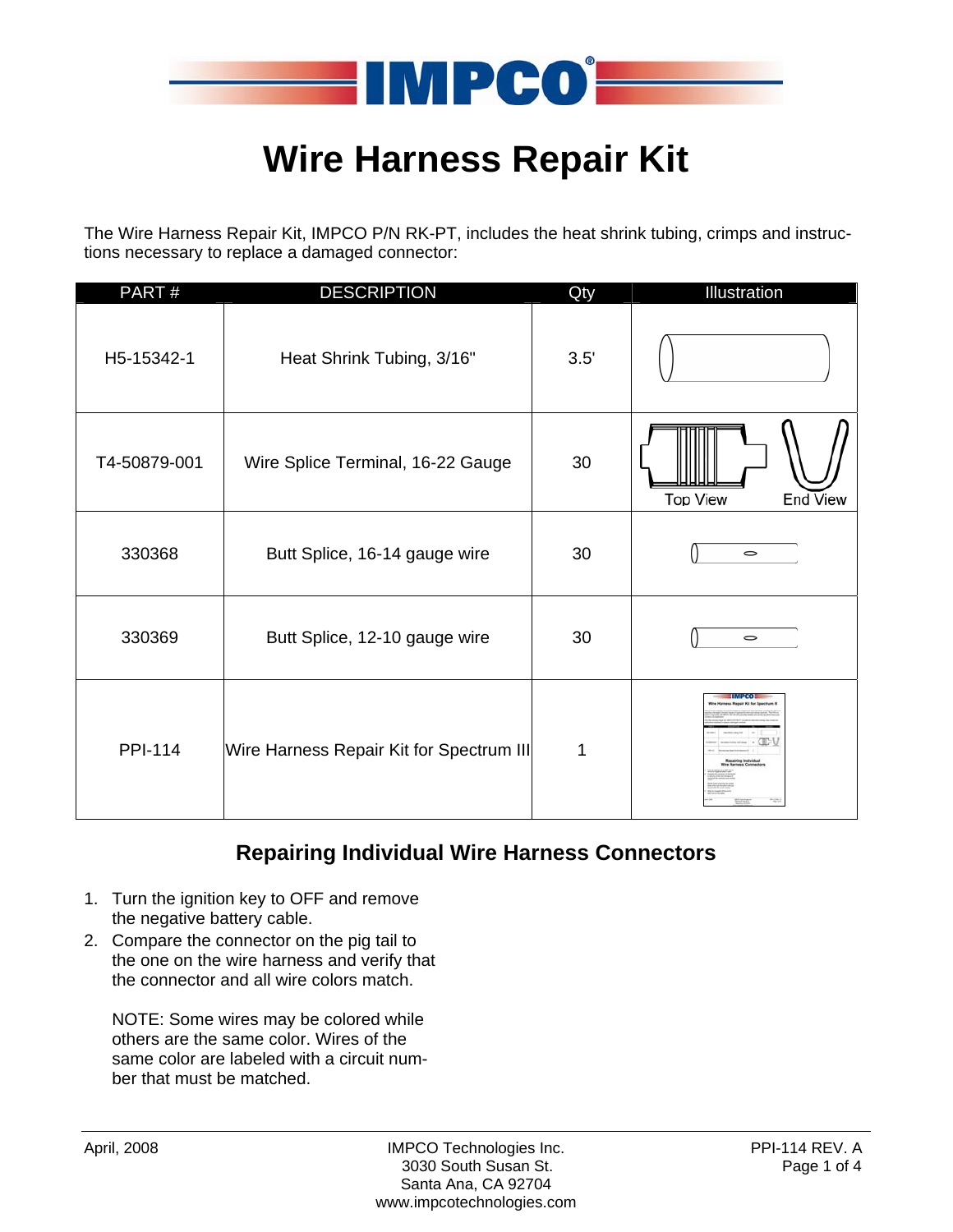# Wire Harness Repair Kit

The Wire Harness Repair Kit, IMPCO P/N RK-PT, includes the heat shrink tubing, crimps and instructions necessary to replace a damaged connector:

| PART # | DESCRIPTION | Qty | Illustration |
|---|---|---|---|
| H5-15342-1 | Heat Shrink Tubing, 3/16" | 3.5' | |
| T4-50879-001 | Wire Splice Terminal, 16-22 Gauge | 30 | Top View End View |
| 330368 | Butt Splice, 16-14 gauge wire | 30 | |
| 330369 | Butt Splice, 12-10 gauge wire | 30 | |
| PPI-114 | Wire Harness Repair Kit for Spectrum III | 1 | |

## Repairing Individual Wire Harness Connectors

1. Turn the ignition key to OFF and remove the negative battery cable.
2. Compare the connector on the pig tail to the one on the wire harness and verify that the connector and all wire colors match.

   NOTE: Some wires may be colored while others are the same color. Wires of the same color are labeled with a circuit number that must be matched.

April, 2008

IMPCO Technologies Inc.
3030 South Susan St.
Santa Ana, CA 92704
www.impcotechnologies.com

PPI-114 REV. A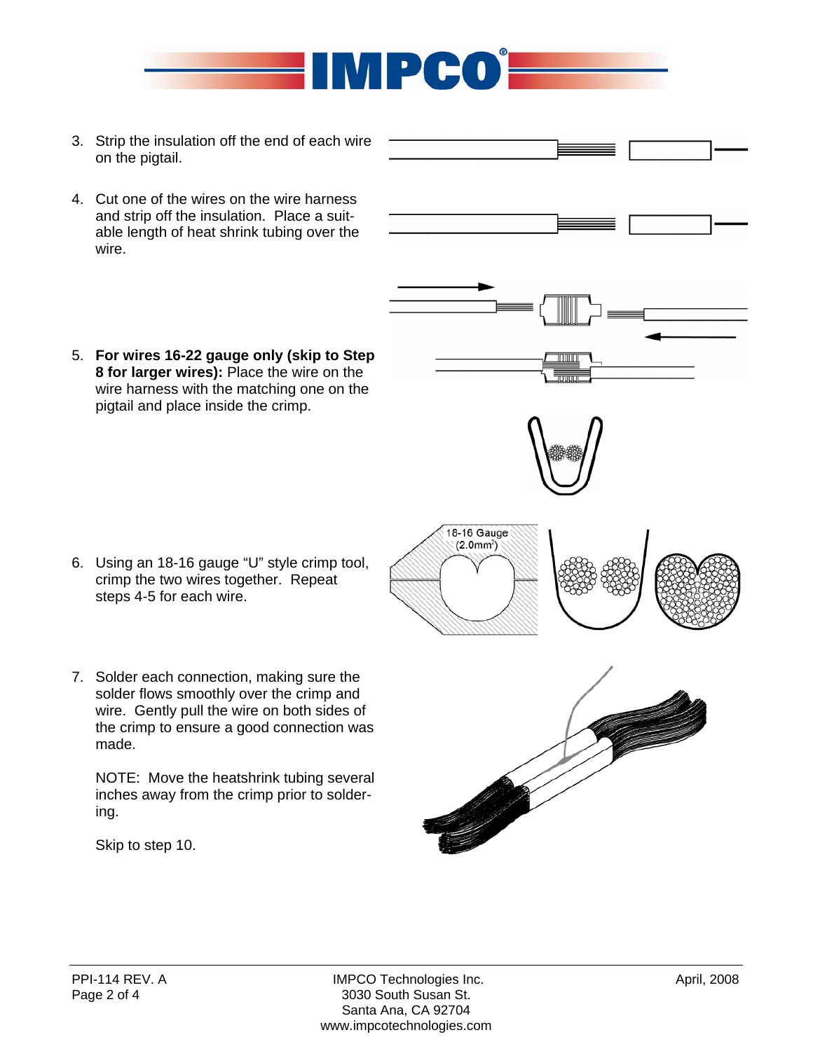3. Strip the insulation off the end of each wire on the pigtail.

4. Cut one of the wires on the wire harness and strip off the insulation. Place a suitable length of heat shrink tubing over the wire.

5. **For wires 16-22 gauge only (skip to Step 8 for larger wires):** Place the wire on the wire harness with the matching one on the pigtail and place inside the crimp.

6. Using an 18-16 gauge "U" style crimp tool, crimp the two wires together. Repeat steps 4-5 for each wire.

7. Solder each connection, making sure the solder flows smoothly over the crimp and wire. Gently pull the wire on both sides of the crimp to ensure a good connection was made.

   NOTE: Move the heatshrink tubing several inches away from the crimp prior to soldering.

   Skip to step 10.

PPI-114 REV. A

IMPCO Technologies Inc.
3030 South Susan St.
Santa Ana, CA 92704
www.impcotechnologies.com

April, 2008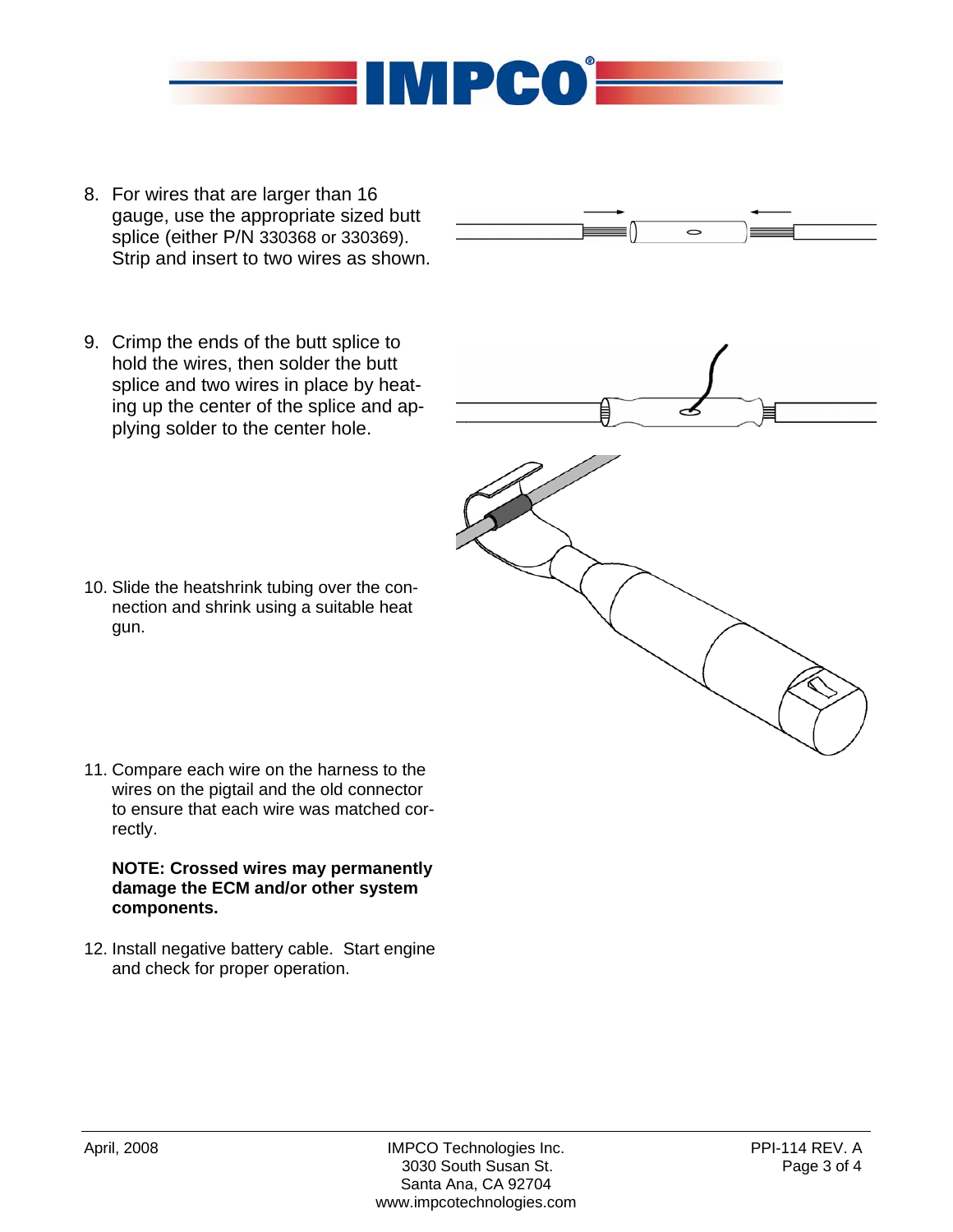8. For wires that are larger than 16 gauge, use the appropriate sized butt splice (either P/N 330368 or 330369). Strip and insert to two wires as shown.

9. Crimp the ends of the butt splice to hold the wires, then solder the butt splice and two wires in place by heating up the center of the splice and applying solder to the center hole.

10. Slide the heatshrink tubing over the connection and shrink using a suitable heat gun.

11. Compare each wire on the harness to the wires on the pigtail and the old connector to ensure that each wire was matched correctly.

    **NOTE: Crossed wires may permanently damage the ECM and/or other system components.**

12. Install negative battery cable. Start engine and check for proper operation.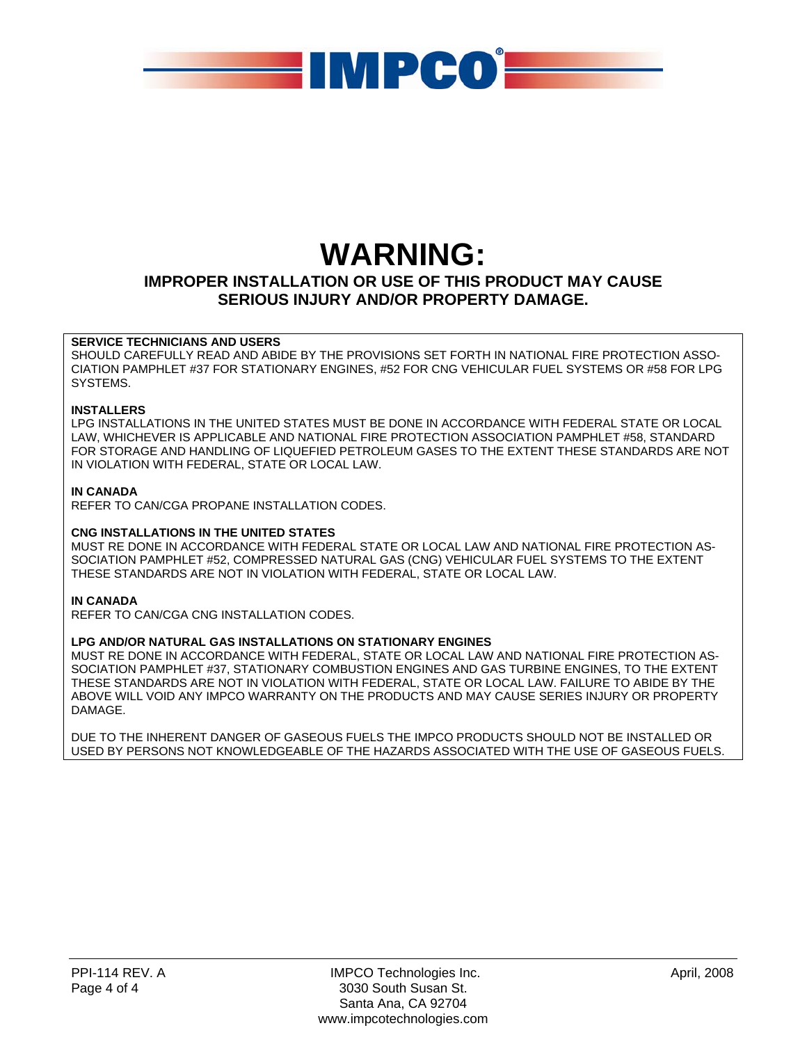# WARNING:

## IMPROPER INSTALLATION OR USE OF THIS PRODUCT MAY CAUSE SERIOUS INJURY AND/OR PROPERTY DAMAGE.

**SERVICE TECHNICIANS AND USERS**
SHOULD CAREFULLY READ AND ABIDE BY THE PROVISIONS SET FORTH IN NATIONAL FIRE PROTECTION ASSOCIATION PAMPHLET #37 FOR STATIONARY ENGINES, #52 FOR CNG VEHICULAR FUEL SYSTEMS OR #58 FOR LPG SYSTEMS.

**INSTALLERS**
LPG INSTALLATIONS IN THE UNITED STATES MUST BE DONE IN ACCORDANCE WITH FEDERAL STATE OR LOCAL LAW, WHICHEVER IS APPLICABLE AND NATIONAL FIRE PROTECTION ASSOCIATION PAMPHLET #58, STANDARD FOR STORAGE AND HANDLING OF LIQUEFIED PETROLEUM GASES TO THE EXTENT THESE STANDARDS ARE NOT IN VIOLATION WITH FEDERAL, STATE OR LOCAL LAW.

**IN CANADA**
REFER TO CAN/CGA PROPANE INSTALLATION CODES.

**CNG INSTALLATIONS IN THE UNITED STATES**
MUST RE DONE IN ACCORDANCE WITH FEDERAL STATE OR LOCAL LAW AND NATIONAL FIRE PROTECTION ASSOCIATION PAMPHLET #52, COMPRESSED NATURAL GAS (CNG) VEHICULAR FUEL SYSTEMS TO THE EXTENT THESE STANDARDS ARE NOT IN VIOLATION WITH FEDERAL, STATE OR LOCAL LAW.

**IN CANADA**
REFER TO CAN/CGA CNG INSTALLATION CODES.

**LPG AND/OR NATURAL GAS INSTALLATIONS ON STATIONARY ENGINES**
MUST RE DONE IN ACCORDANCE WITH FEDERAL, STATE OR LOCAL LAW AND NATIONAL FIRE PROTECTION ASSOCIATION PAMPHLET #37, STATIONARY COMBUSTION ENGINES AND GAS TURBINE ENGINES, TO THE EXTENT THESE STANDARDS ARE NOT IN VIOLATION WITH FEDERAL, STATE OR LOCAL LAW. FAILURE TO ABIDE BY THE ABOVE WILL VOID ANY IMPCO WARRANTY ON THE PRODUCTS AND MAY CAUSE SERIES INJURY OR PROPERTY DAMAGE.

DUE TO THE INHERENT DANGER OF GASEOUS FUELS THE IMPCO PRODUCTS SHOULD NOT BE INSTALLED OR USED BY PERSONS NOT KNOWLEDGEABLE OF THE HAZARDS ASSOCIATED WITH THE USE OF GASEOUS FUELS.

PPI-114 REV. A

IMPCO Technologies Inc.
3030 South Susan St.
Santa Ana, CA 92704
www.impcotechnologies.com

April, 2008